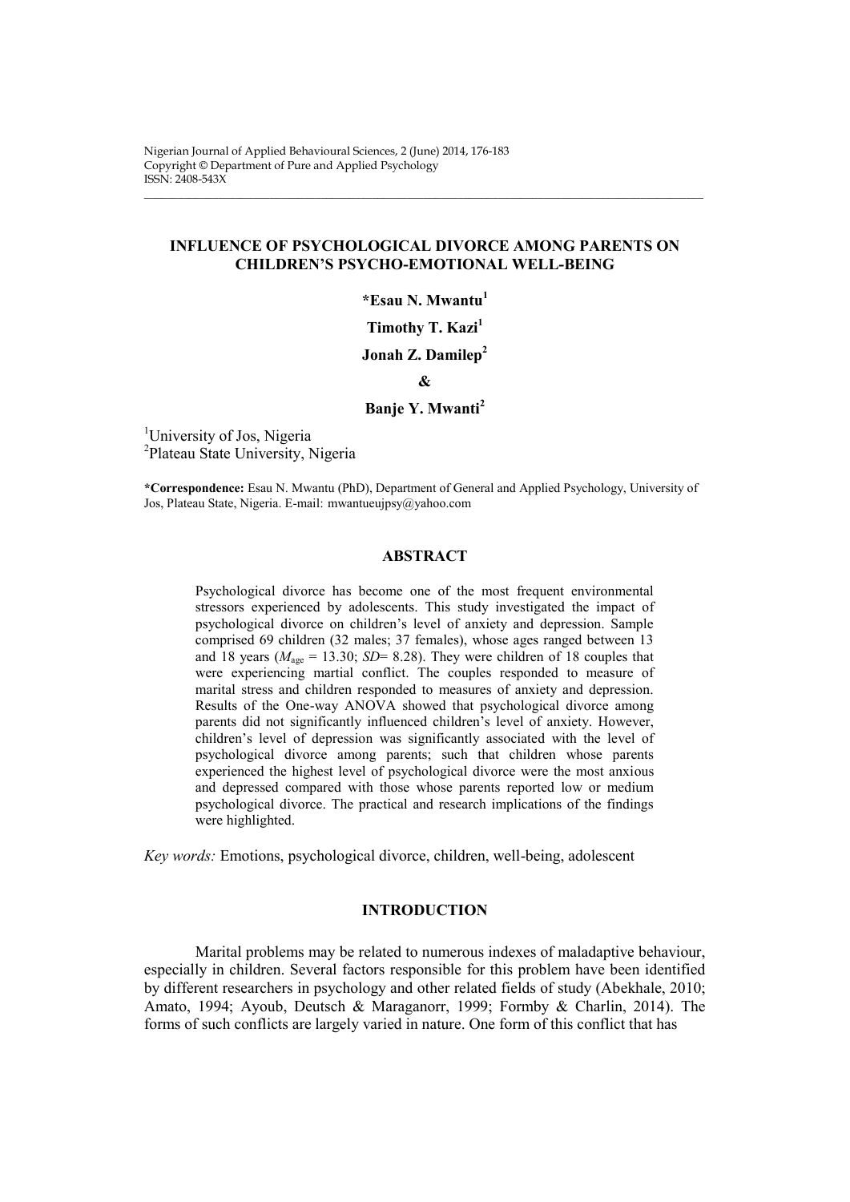Nigerian Journal of Applied Behavioural Sciences, 2 (June) 2014, 176-183
Copyright © Department of Pure and Applied Psychology
ISSN: 2408-543X

# INFLUENCE OF PSYCHOLOGICAL DIVORCE AMONG PARENTS ON CHILDREN'S PSYCHO-EMOTIONAL WELL-BEING

**\*Esau N. Mwantu[1]**

**Timothy T. Kazi[1]**

**Jonah Z. Damilep[2]**

**&**

**Banje Y. Mwanti[2]**

[1]University of Jos, Nigeria
[2]Plateau State University, Nigeria

**\*Correspondence:** Esau N. Mwantu (PhD), Department of General and Applied Psychology, University of Jos, Plateau State, Nigeria. E-mail: mwantueujpsy@yahoo.com

## ABSTRACT

Psychological divorce has become one of the most frequent environmental stressors experienced by adolescents. This study investigated the impact of psychological divorce on children's level of anxiety and depression. Sample comprised 69 children (32 males; 37 females), whose ages ranged between 13 and 18 years ($M_{age}$ = 13.30; *SD*= 8.28). They were children of 18 couples that were experiencing martial conflict. The couples responded to measure of marital stress and children responded to measures of anxiety and depression. Results of the One-way ANOVA showed that psychological divorce among parents did not significantly influenced children's level of anxiety. However, children's level of depression was significantly associated with the level of psychological divorce among parents; such that children whose parents experienced the highest level of psychological divorce were the most anxious and depressed compared with those whose parents reported low or medium psychological divorce. The practical and research implications of the findings were highlighted.

*Key words:* Emotions, psychological divorce, children, well-being, adolescent

## INTRODUCTION

Marital problems may be related to numerous indexes of maladaptive behaviour, especially in children. Several factors responsible for this problem have been identified by different researchers in psychology and other related fields of study (Abekhale, 2010; Amato, 1994; Ayoub, Deutsch & Maraganorr, 1999; Formby & Charlin, 2014). The forms of such conflicts are largely varied in nature. One form of this conflict that has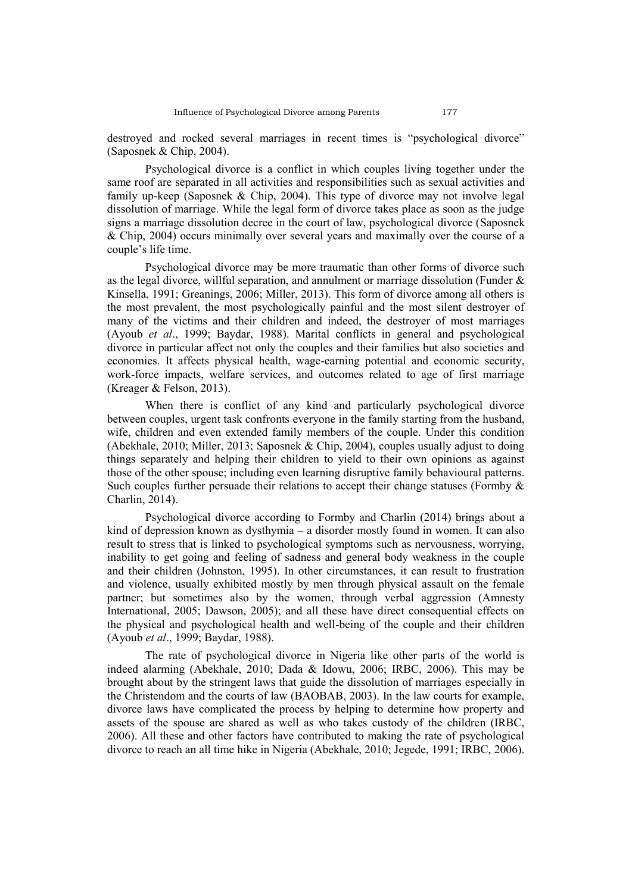destroyed and rocked several marriages in recent times is "psychological divorce" (Saposnek & Chip, 2004).

Psychological divorce is a conflict in which couples living together under the same roof are separated in all activities and responsibilities such as sexual activities and family up-keep (Saposnek & Chip, 2004). This type of divorce may not involve legal dissolution of marriage. While the legal form of divorce takes place as soon as the judge signs a marriage dissolution decree in the court of law, psychological divorce (Saposnek & Chip, 2004) occurs minimally over several years and maximally over the course of a couple's life time.

Psychological divorce may be more traumatic than other forms of divorce such as the legal divorce, willful separation, and annulment or marriage dissolution (Funder & Kinsella, 1991; Greanings, 2006; Miller, 2013). This form of divorce among all others is the most prevalent, the most psychologically painful and the most silent destroyer of many of the victims and their children and indeed, the destroyer of most marriages (Ayoub *et al*., 1999; Baydar, 1988). Marital conflicts in general and psychological divorce in particular affect not only the couples and their families but also societies and economies. It affects physical health, wage-earning potential and economic security, work-force impacts, welfare services, and outcomes related to age of first marriage (Kreager & Felson, 2013).

When there is conflict of any kind and particularly psychological divorce between couples, urgent task confronts everyone in the family starting from the husband, wife, children and even extended family members of the couple. Under this condition (Abekhale, 2010; Miller, 2013; Saposnek & Chip, 2004), couples usually adjust to doing things separately and helping their children to yield to their own opinions as against those of the other spouse; including even learning disruptive family behavioural patterns. Such couples further persuade their relations to accept their change statuses (Formby & Charlin, 2014).

Psychological divorce according to Formby and Charlin (2014) brings about a kind of depression known as dysthymia – a disorder mostly found in women. It can also result to stress that is linked to psychological symptoms such as nervousness, worrying, inability to get going and feeling of sadness and general body weakness in the couple and their children (Johnston, 1995). In other circumstances, it can result to frustration and violence, usually exhibited mostly by men through physical assault on the female partner; but sometimes also by the women, through verbal aggression (Amnesty International, 2005; Dawson, 2005); and all these have direct consequential effects on the physical and psychological health and well-being of the couple and their children (Ayoub *et al*., 1999; Baydar, 1988).

The rate of psychological divorce in Nigeria like other parts of the world is indeed alarming (Abekhale, 2010; Dada & Idowu, 2006; IRBC, 2006). This may be brought about by the stringent laws that guide the dissolution of marriages especially in the Christendom and the courts of law (BAOBAB, 2003). In the law courts for example, divorce laws have complicated the process by helping to determine how property and assets of the spouse are shared as well as who takes custody of the children (IRBC, 2006). All these and other factors have contributed to making the rate of psychological divorce to reach an all time hike in Nigeria (Abekhale, 2010; Jegede, 1991; IRBC, 2006).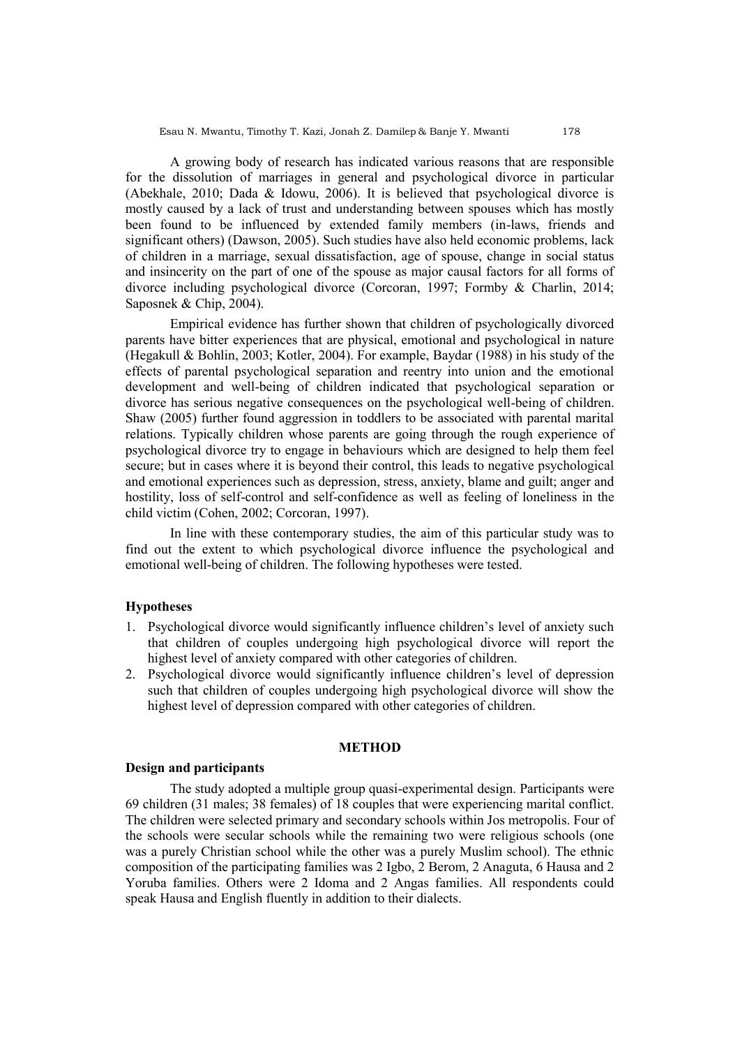A growing body of research has indicated various reasons that are responsible for the dissolution of marriages in general and psychological divorce in particular (Abekhale, 2010; Dada & Idowu, 2006). It is believed that psychological divorce is mostly caused by a lack of trust and understanding between spouses which has mostly been found to be influenced by extended family members (in-laws, friends and significant others) (Dawson, 2005). Such studies have also held economic problems, lack of children in a marriage, sexual dissatisfaction, age of spouse, change in social status and insincerity on the part of one of the spouse as major causal factors for all forms of divorce including psychological divorce (Corcoran, 1997; Formby & Charlin, 2014; Saposnek & Chip, 2004).

Empirical evidence has further shown that children of psychologically divorced parents have bitter experiences that are physical, emotional and psychological in nature (Hegakull & Bohlin, 2003; Kotler, 2004). For example, Baydar (1988) in his study of the effects of parental psychological separation and reentry into union and the emotional development and well-being of children indicated that psychological separation or divorce has serious negative consequences on the psychological well-being of children. Shaw (2005) further found aggression in toddlers to be associated with parental marital relations. Typically children whose parents are going through the rough experience of psychological divorce try to engage in behaviours which are designed to help them feel secure; but in cases where it is beyond their control, this leads to negative psychological and emotional experiences such as depression, stress, anxiety, blame and guilt; anger and hostility, loss of self-control and self-confidence as well as feeling of loneliness in the child victim (Cohen, 2002; Corcoran, 1997).

In line with these contemporary studies, the aim of this particular study was to find out the extent to which psychological divorce influence the psychological and emotional well-being of children. The following hypotheses were tested.

### Hypotheses

1. Psychological divorce would significantly influence children's level of anxiety such that children of couples undergoing high psychological divorce will report the highest level of anxiety compared with other categories of children.
2. Psychological divorce would significantly influence children's level of depression such that children of couples undergoing high psychological divorce will show the highest level of depression compared with other categories of children.

## METHOD

### Design and participants

The study adopted a multiple group quasi-experimental design. Participants were 69 children (31 males; 38 females) of 18 couples that were experiencing marital conflict. The children were selected primary and secondary schools within Jos metropolis. Four of the schools were secular schools while the remaining two were religious schools (one was a purely Christian school while the other was a purely Muslim school). The ethnic composition of the participating families was 2 Igbo, 2 Berom, 2 Anaguta, 6 Hausa and 2 Yoruba families. Others were 2 Idoma and 2 Angas families. All respondents could speak Hausa and English fluently in addition to their dialects.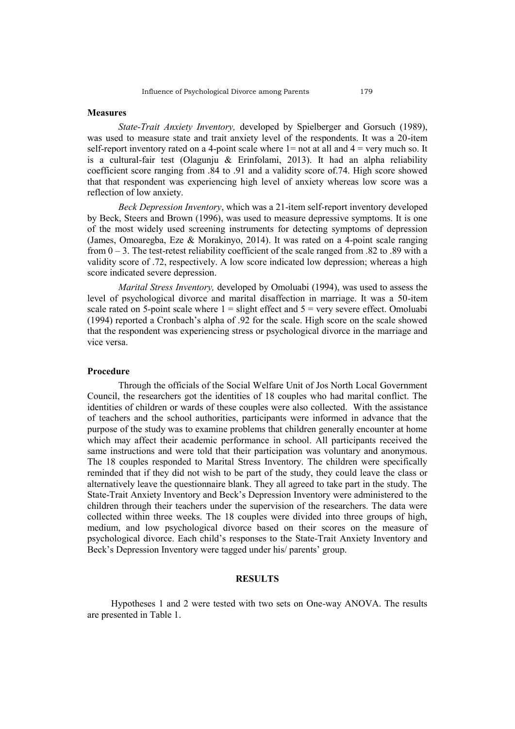**Measures**

*State-Trait Anxiety Inventory,* developed by Spielberger and Gorsuch (1989), was used to measure state and trait anxiety level of the respondents. It was a 20-item self-report inventory rated on a 4-point scale where 1= not at all and 4 = very much so. It is a cultural-fair test (Olagunju & Erinfolami, 2013). It had an alpha reliability coefficient score ranging from .84 to .91 and a validity score of.74. High score showed that that respondent was experiencing high level of anxiety whereas low score was a reflection of low anxiety.

*Beck Depression Inventory*, which was a 21-item self-report inventory developed by Beck, Steers and Brown (1996), was used to measure depressive symptoms. It is one of the most widely used screening instruments for detecting symptoms of depression (James, Omoaregba, Eze & Morakinyo, 2014). It was rated on a 4-point scale ranging from 0 – 3. The test-retest reliability coefficient of the scale ranged from .82 to .89 with a validity score of .72, respectively. A low score indicated low depression; whereas a high score indicated severe depression.

*Marital Stress Inventory,* developed by Omoluabi (1994), was used to assess the level of psychological divorce and marital disaffection in marriage. It was a 50-item scale rated on 5-point scale where 1 = slight effect and 5 = very severe effect. Omoluabi (1994) reported a Cronbach's alpha of .92 for the scale. High score on the scale showed that the respondent was experiencing stress or psychological divorce in the marriage and vice versa.

**Procedure**

Through the officials of the Social Welfare Unit of Jos North Local Government Council, the researchers got the identities of 18 couples who had marital conflict. The identities of children or wards of these couples were also collected. With the assistance of teachers and the school authorities, participants were informed in advance that the purpose of the study was to examine problems that children generally encounter at home which may affect their academic performance in school. All participants received the same instructions and were told that their participation was voluntary and anonymous. The 18 couples responded to Marital Stress Inventory. The children were specifically reminded that if they did not wish to be part of the study, they could leave the class or alternatively leave the questionnaire blank. They all agreed to take part in the study. The State-Trait Anxiety Inventory and Beck's Depression Inventory were administered to the children through their teachers under the supervision of the researchers. The data were collected within three weeks. The 18 couples were divided into three groups of high, medium, and low psychological divorce based on their scores on the measure of psychological divorce. Each child's responses to the State-Trait Anxiety Inventory and Beck's Depression Inventory were tagged under his/ parents' group.

## RESULTS

Hypotheses 1 and 2 were tested with two sets on One-way ANOVA. The results are presented in Table 1.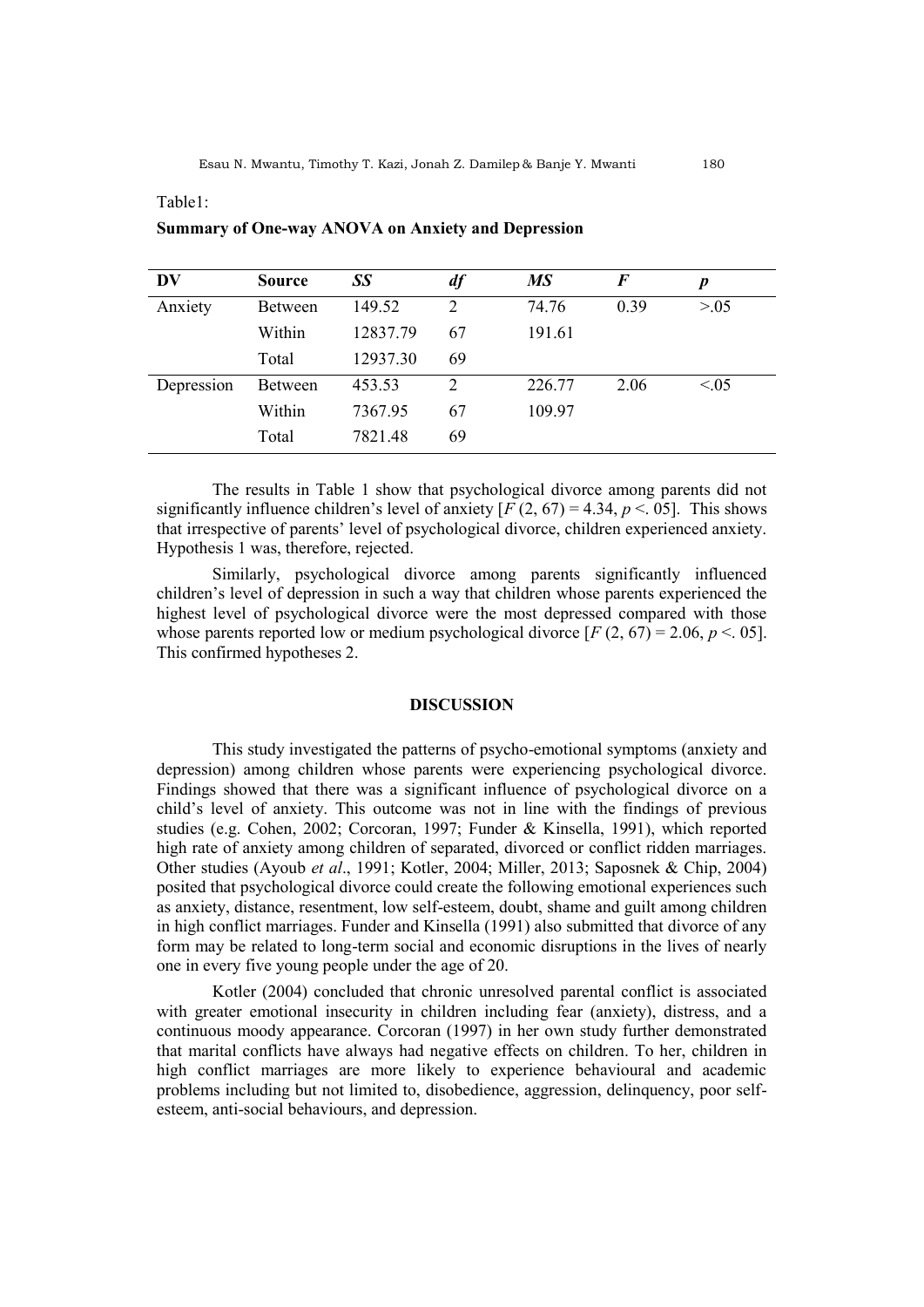Table1:

**Summary of One-way ANOVA on Anxiety and Depression**

| DV | Source | *SS* | *df* | *MS* | *F* | *p* |
|---|---|---|---|---|---|---|
| Anxiety | Between | 149.52 | 2 | 74.76 | 0.39 | >.05 |
| | Within | 12837.79 | 67 | 191.61 | | |
| | Total | 12937.30 | 69 | | | |
| Depression | Between | 453.53 | 2 | 226.77 | 2.06 | <.05 |
| | Within | 7367.95 | 67 | 109.97 | | |
| | Total | 7821.48 | 69 | | | |

The results in Table 1 show that psychological divorce among parents did not significantly influence children's level of anxiety [$F$ (2, 67) = 4.34, $p$ <. 05]. This shows that irrespective of parents' level of psychological divorce, children experienced anxiety. Hypothesis 1 was, therefore, rejected.

Similarly, psychological divorce among parents significantly influenced children's level of depression in such a way that children whose parents experienced the highest level of psychological divorce were the most depressed compared with those whose parents reported low or medium psychological divorce [$F$ (2, 67) = 2.06, $p$ <. 05]. This confirmed hypotheses 2.

## DISCUSSION

This study investigated the patterns of psycho-emotional symptoms (anxiety and depression) among children whose parents were experiencing psychological divorce. Findings showed that there was a significant influence of psychological divorce on a child's level of anxiety. This outcome was not in line with the findings of previous studies (e.g. Cohen, 2002; Corcoran, 1997; Funder & Kinsella, 1991), which reported high rate of anxiety among children of separated, divorced or conflict ridden marriages. Other studies (Ayoub *et al*., 1991; Kotler, 2004; Miller, 2013; Saposnek & Chip, 2004) posited that psychological divorce could create the following emotional experiences such as anxiety, distance, resentment, low self-esteem, doubt, shame and guilt among children in high conflict marriages. Funder and Kinsella (1991) also submitted that divorce of any form may be related to long-term social and economic disruptions in the lives of nearly one in every five young people under the age of 20.

Kotler (2004) concluded that chronic unresolved parental conflict is associated with greater emotional insecurity in children including fear (anxiety), distress, and a continuous moody appearance. Corcoran (1997) in her own study further demonstrated that marital conflicts have always had negative effects on children. To her, children in high conflict marriages are more likely to experience behavioural and academic problems including but not limited to, disobedience, aggression, delinquency, poor self-esteem, anti-social behaviours, and depression.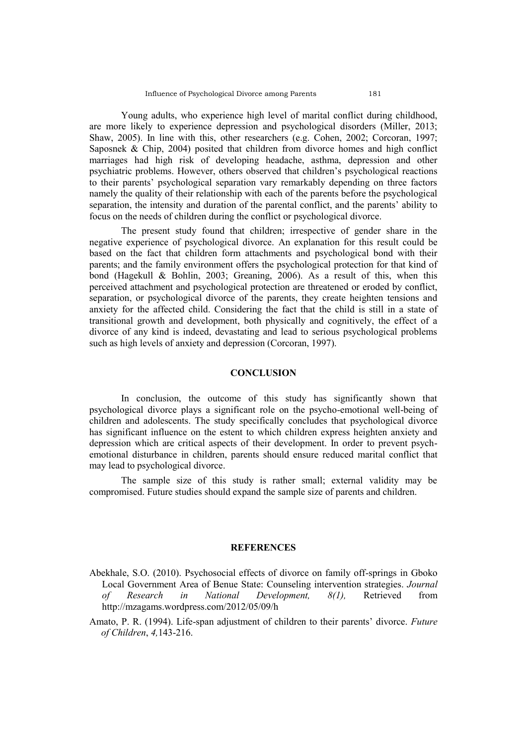Young adults, who experience high level of marital conflict during childhood, are more likely to experience depression and psychological disorders (Miller, 2013; Shaw, 2005). In line with this, other researchers (e.g. Cohen, 2002; Corcoran, 1997; Saposnek & Chip, 2004) posited that children from divorce homes and high conflict marriages had high risk of developing headache, asthma, depression and other psychiatric problems. However, others observed that children's psychological reactions to their parents' psychological separation vary remarkably depending on three factors namely the quality of their relationship with each of the parents before the psychological separation, the intensity and duration of the parental conflict, and the parents' ability to focus on the needs of children during the conflict or psychological divorce.

The present study found that children; irrespective of gender share in the negative experience of psychological divorce. An explanation for this result could be based on the fact that children form attachments and psychological bond with their parents; and the family environment offers the psychological protection for that kind of bond (Hagekull & Bohlin, 2003; Greaning, 2006). As a result of this, when this perceived attachment and psychological protection are threatened or eroded by conflict, separation, or psychological divorce of the parents, they create heighten tensions and anxiety for the affected child. Considering the fact that the child is still in a state of transitional growth and development, both physically and cognitively, the effect of a divorce of any kind is indeed, devastating and lead to serious psychological problems such as high levels of anxiety and depression (Corcoran, 1997).

## CONCLUSION

In conclusion, the outcome of this study has significantly shown that psychological divorce plays a significant role on the psycho-emotional well-being of children and adolescents. The study specifically concludes that psychological divorce has significant influence on the estent to which children express heighten anxiety and depression which are critical aspects of their development. In order to prevent psych-emotional disturbance in children, parents should ensure reduced marital conflict that may lead to psychological divorce.

The sample size of this study is rather small; external validity may be compromised. Future studies should expand the sample size of parents and children.

## REFERENCES

Abekhale, S.O. (2010). Psychosocial effects of divorce on family off-springs in Gboko Local Government Area of Benue State: Counseling intervention strategies. *Journal of Research in National Development, 8(1),* Retrieved from http://mzagams.wordpress.com/2012/05/09/h

Amato, P. R. (1994). Life-span adjustment of children to their parents' divorce. *Future of Children*, *4,*143-216.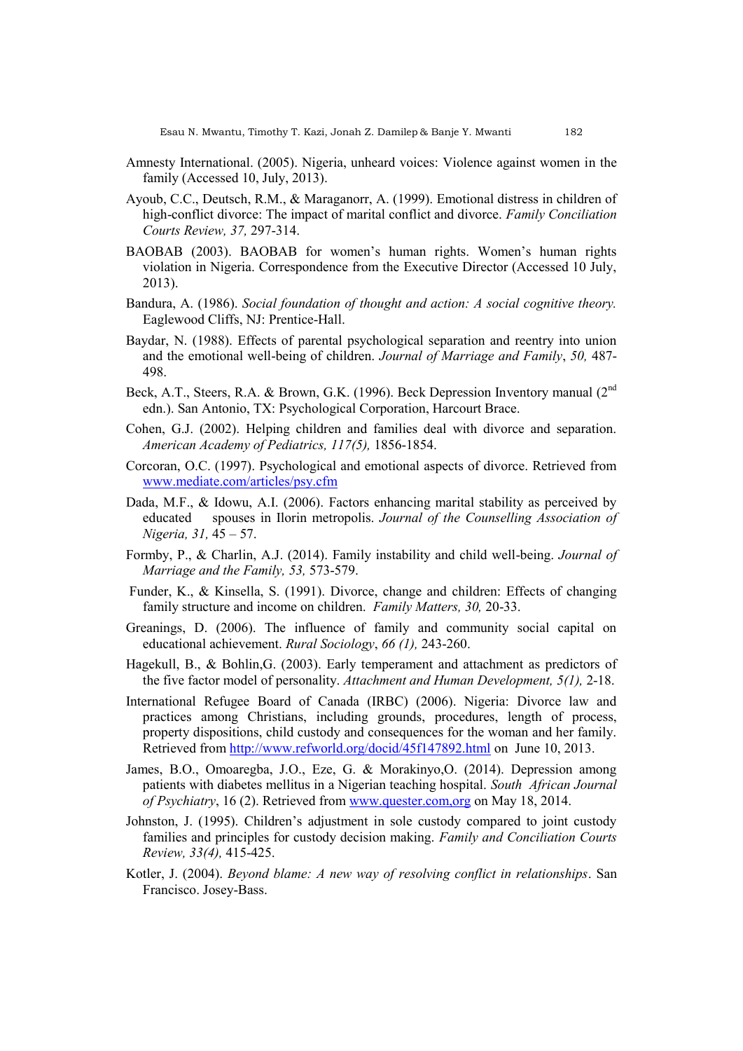Amnesty International. (2005). Nigeria, unheard voices: Violence against women in the family (Accessed 10, July, 2013).

Ayoub, C.C., Deutsch, R.M., & Maraganorr, A. (1999). Emotional distress in children of high-conflict divorce: The impact of marital conflict and divorce. *Family Conciliation Courts Review, 37,* 297-314.

BAOBAB (2003). BAOBAB for women's human rights. Women's human rights violation in Nigeria. Correspondence from the Executive Director (Accessed 10 July, 2013).

Bandura, A. (1986). *Social foundation of thought and action: A social cognitive theory.* Eaglewood Cliffs, NJ: Prentice-Hall.

Baydar, N. (1988). Effects of parental psychological separation and reentry into union and the emotional well-being of children. *Journal of Marriage and Family*, *50,* 487-498.

Beck, A.T., Steers, R.A. & Brown, G.K. (1996). Beck Depression Inventory manual (2nd edn.). San Antonio, TX: Psychological Corporation, Harcourt Brace.

Cohen, G.J. (2002). Helping children and families deal with divorce and separation. *American Academy of Pediatrics, 117(5),* 1856-1854.

Corcoran, O.C. (1997). Psychological and emotional aspects of divorce. Retrieved from www.mediate.com/articles/psy.cfm

Dada, M.F., & Idowu, A.I. (2006). Factors enhancing marital stability as perceived by educated spouses in Ilorin metropolis. *Journal of the Counselling Association of Nigeria, 31,* 45 – 57.

Formby, P., & Charlin, A.J. (2014). Family instability and child well-being. *Journal of Marriage and the Family, 53,* 573-579.

Funder, K., & Kinsella, S. (1991). Divorce, change and children: Effects of changing family structure and income on children. *Family Matters, 30,* 20-33.

Greanings, D. (2006). The influence of family and community social capital on educational achievement. *Rural Sociology*, *66 (1),* 243-260.

Hagekull, B., & Bohlin,G. (2003). Early temperament and attachment as predictors of the five factor model of personality. *Attachment and Human Development, 5(1),* 2-18.

International Refugee Board of Canada (IRBC) (2006). Nigeria: Divorce law and practices among Christians, including grounds, procedures, length of process, property dispositions, child custody and consequences for the woman and her family. Retrieved from http://www.refworld.org/docid/45f147892.html on June 10, 2013.

James, B.O., Omoaregba, J.O., Eze, G. & Morakinyo,O. (2014). Depression among patients with diabetes mellitus in a Nigerian teaching hospital. *South African Journal of Psychiatry*, 16 (2). Retrieved from www.quester.com,org on May 18, 2014.

Johnston, J. (1995). Children's adjustment in sole custody compared to joint custody families and principles for custody decision making. *Family and Conciliation Courts Review, 33(4),* 415-425.

Kotler, J. (2004). *Beyond blame: A new way of resolving conflict in relationships*. San Francisco. Josey-Bass.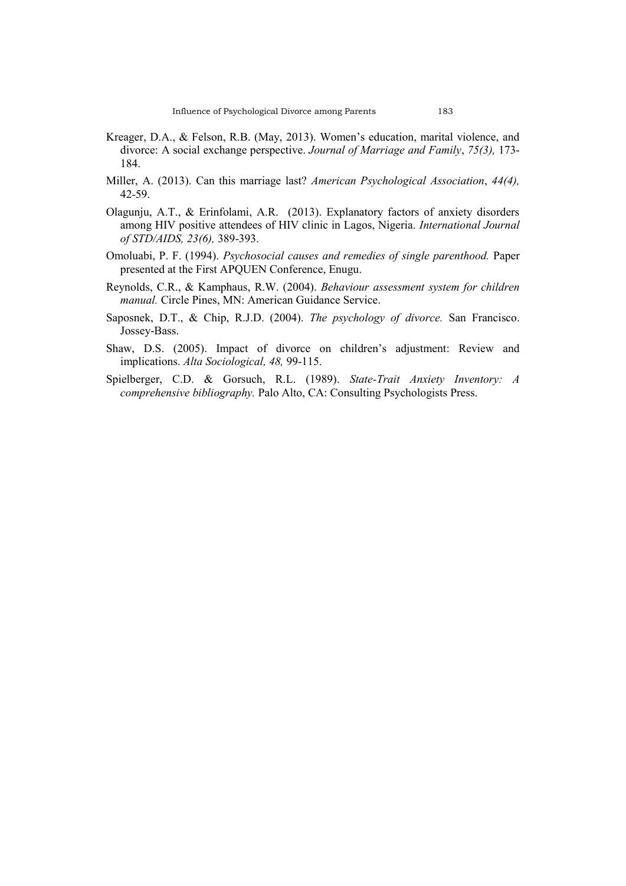Kreager, D.A., & Felson, R.B. (May, 2013). Women's education, marital violence, and divorce: A social exchange perspective. *Journal of Marriage and Family*, *75(3),* 173-184.

Miller, A. (2013). Can this marriage last? *American Psychological Association*, *44(4),* 42-59.

Olagunju, A.T., & Erinfolami, A.R. (2013). Explanatory factors of anxiety disorders among HIV positive attendees of HIV clinic in Lagos, Nigeria. *International Journal of STD/AIDS, 23(6),* 389-393.

Omoluabi, P. F. (1994). *Psychosocial causes and remedies of single parenthood.* Paper presented at the First APQUEN Conference, Enugu.

Reynolds, C.R., & Kamphaus, R.W. (2004). *Behaviour assessment system for children manual.* Circle Pines, MN: American Guidance Service.

Saposnek, D.T., & Chip, R.J.D. (2004). *The psychology of divorce.* San Francisco. Jossey-Bass.

Shaw, D.S. (2005). Impact of divorce on children's adjustment: Review and implications. *Alta Sociological, 48,* 99-115.

Spielberger, C.D. & Gorsuch, R.L. (1989). *State-Trait Anxiety Inventory: A comprehensive bibliography.* Palo Alto, CA: Consulting Psychologists Press.